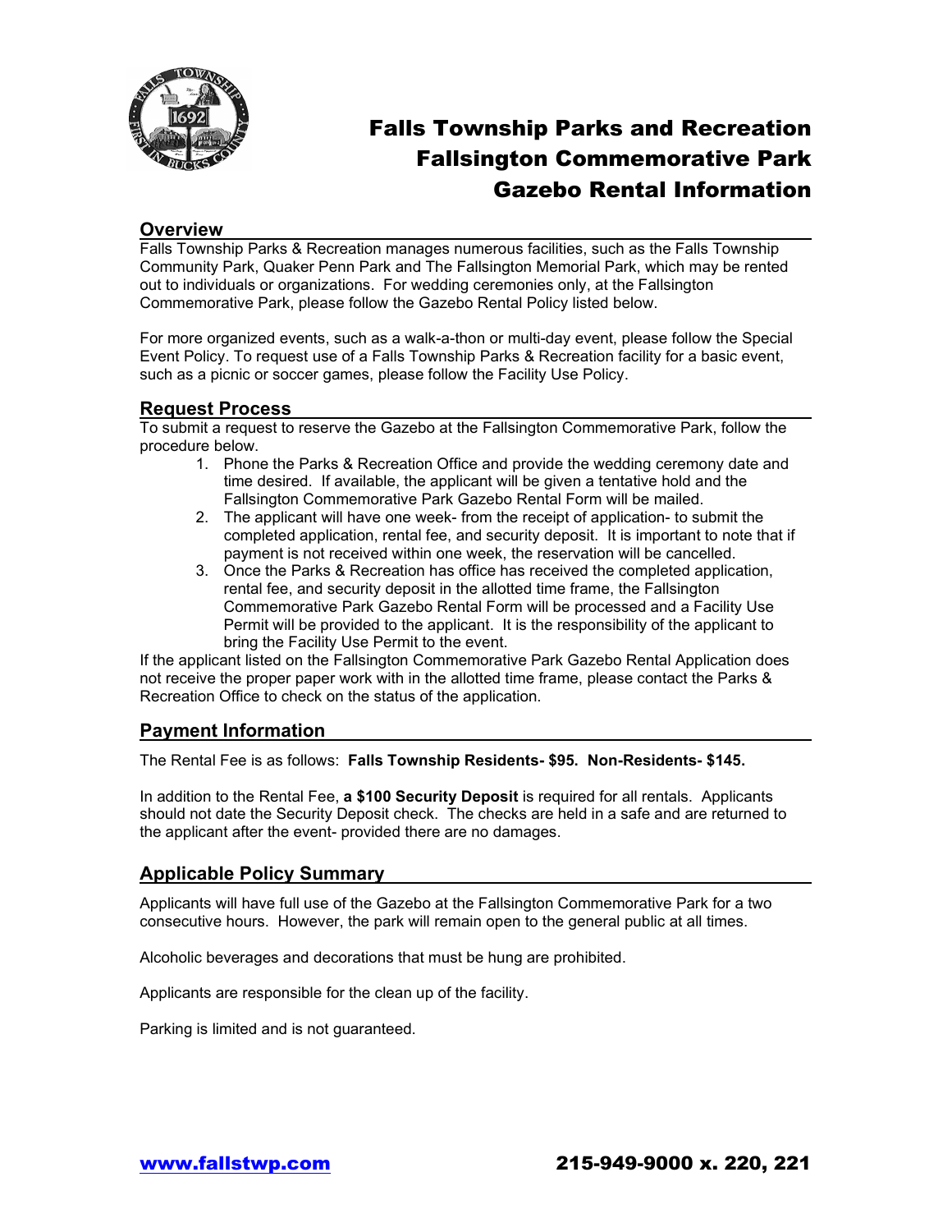# Falls Township Parks and Recreation
# Fallsington Commemorative Park
# Gazebo Rental Information

## Overview

Falls Township Parks & Recreation manages numerous facilities, such as the Falls Township Community Park, Quaker Penn Park and The Fallsington Memorial Park, which may be rented out to individuals or organizations. For wedding ceremonies only, at the Fallsington Commemorative Park, please follow the Gazebo Rental Policy listed below.

For more organized events, such as a walk-a-thon or multi-day event, please follow the Special Event Policy. To request use of a Falls Township Parks & Recreation facility for a basic event, such as a picnic or soccer games, please follow the Facility Use Policy.

## Request Process

To submit a request to reserve the Gazebo at the Fallsington Commemorative Park, follow the procedure below.

1. Phone the Parks & Recreation Office and provide the wedding ceremony date and time desired. If available, the applicant will be given a tentative hold and the Fallsington Commemorative Park Gazebo Rental Form will be mailed.
2. The applicant will have one week- from the receipt of application- to submit the completed application, rental fee, and security deposit. It is important to note that if payment is not received within one week, the reservation will be cancelled.
3. Once the Parks & Recreation has office has received the completed application, rental fee, and security deposit in the allotted time frame, the Fallsington Commemorative Park Gazebo Rental Form will be processed and a Facility Use Permit will be provided to the applicant. It is the responsibility of the applicant to bring the Facility Use Permit to the event.

If the applicant listed on the Fallsington Commemorative Park Gazebo Rental Application does not receive the proper paper work with in the allotted time frame, please contact the Parks & Recreation Office to check on the status of the application.

## Payment Information

The Rental Fee is as follows: **Falls Township Residents- $95. Non-Residents- $145.**

In addition to the Rental Fee, **a $100 Security Deposit** is required for all rentals. Applicants should not date the Security Deposit check. The checks are held in a safe and are returned to the applicant after the event- provided there are no damages.

## Applicable Policy Summary

Applicants will have full use of the Gazebo at the Fallsington Commemorative Park for a two consecutive hours. However, the park will remain open to the general public at all times.

Alcoholic beverages and decorations that must be hung are prohibited.

Applicants are responsible for the clean up of the facility.

Parking is limited and is not guaranteed.

www.fallstwp.com 215-949-9000 x. 220, 221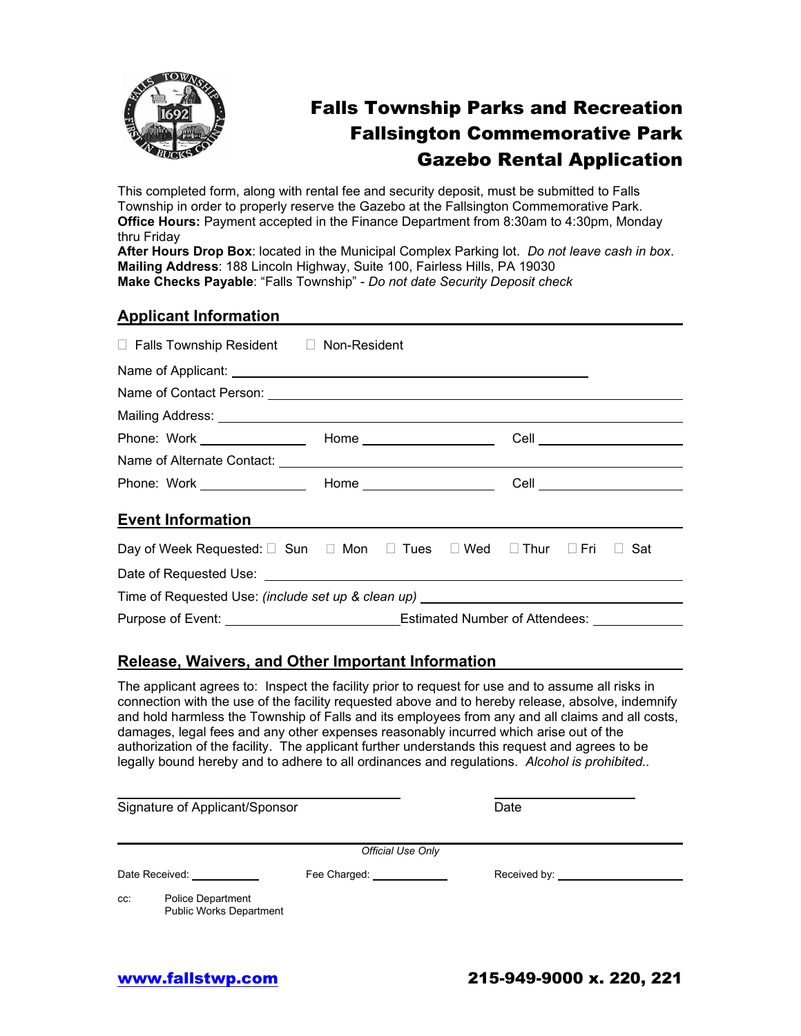# Falls Township Parks and Recreation
# Fallsington Commemorative Park
# Gazebo Rental Application

This completed form, along with rental fee and security deposit, must be submitted to Falls Township in order to properly reserve the Gazebo at the Fallsington Commemorative Park.
**Office Hours:** Payment accepted in the Finance Department from 8:30am to 4:30pm, Monday thru Friday
**After Hours Drop Box**: located in the Municipal Complex Parking lot. *Do not leave cash in box*.
**Mailing Address**: 188 Lincoln Highway, Suite 100, Fairless Hills, PA 19030
**Make Checks Payable**: "Falls Township" - *Do not date Security Deposit check*

## Applicant Information

☐ Falls Township Resident ☐ Non-Resident

Name of Applicant: ______________________________

Name of Contact Person: ______________________________

Mailing Address: ______________________________

Phone: Work ____________ Home ____________ Cell ____________

Name of Alternate Contact: ______________________________

Phone: Work ____________ Home ____________ Cell ____________

## Event Information

Day of Week Requested: ☐ Sun ☐ Mon ☐ Tues ☐ Wed ☐ Thur ☐ Fri ☐ Sat

Date of Requested Use: ______________________________

Time of Requested Use: *(include set up & clean up)* ______________________________

Purpose of Event: ____________________ Estimated Number of Attendees: __________

## Release, Waivers, and Other Important Information

The applicant agrees to: Inspect the facility prior to request for use and to assume all risks in connection with the use of the facility requested above and to hereby release, absolve, indemnify and hold harmless the Township of Falls and its employees from any and all claims and all costs, damages, legal fees and any other expenses reasonably incurred which arise out of the authorization of the facility. The applicant further understands this request and agrees to be legally bound hereby and to adhere to all ordinances and regulations. *Alcohol is prohibited..*

______________________________ ______________

Signature of Applicant/Sponsor Date

*Official Use Only*

Date Received: __________ Fee Charged: __________ Received by: ______________

cc: Police Department
Public Works Department

www.fallstwp.com **215-949-9000 x. 220, 221**